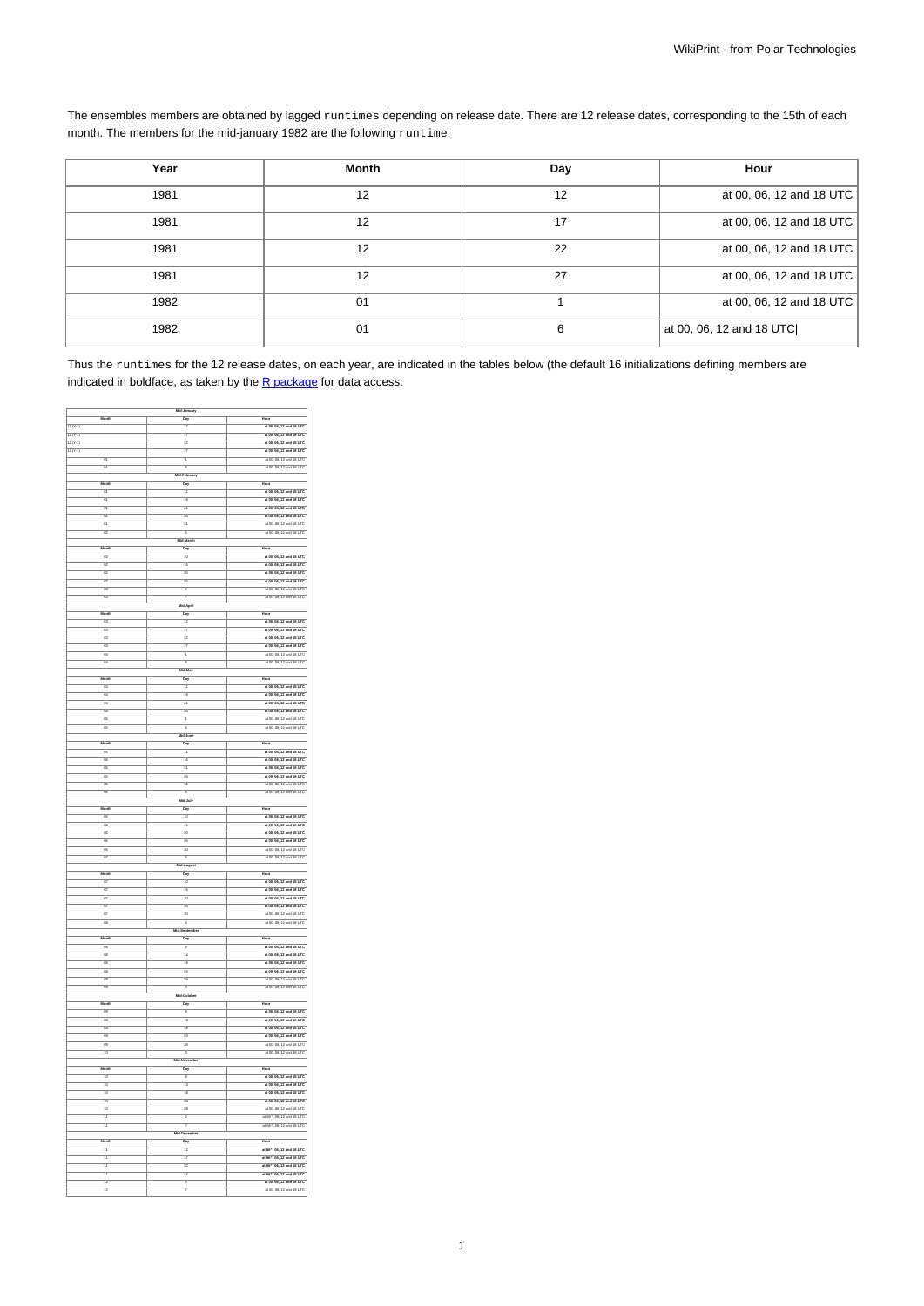The ensembles members are obtained by lagged `runtimes` depending on release date. There are 12 release dates, corresponding to the 15th of each month. The members for the mid-january 1982 are the following `runtime`:

| Year | Month | Day | Hour |
|---|---|---|---|
| 1981 | 12 | 12 | at 00, 06, 12 and 18 UTC |
| 1981 | 12 | 17 | at 00, 06, 12 and 18 UTC |
| 1981 | 12 | 22 | at 00, 06, 12 and 18 UTC |
| 1981 | 12 | 27 | at 00, 06, 12 and 18 UTC |
| 1982 | 01 | 1 | at 00, 06, 12 and 18 UTC |
| 1982 | 01 | 6 | at 00, 06, 12 and 18 UTC\| |

Thus the `runtimes` for the 12 release dates, on each year, are indicated in the tables below (the default 16 initializations defining members are indicated in boldface, as taken by the [R package](R package) for data access:

| Mid-January | | |
|---|---|---|
| **Month** | **Day** | **Hour** |
| 12 (Y-1) | 12 | **at 00, 06, 12 and 18 UTC** |
| 12 (Y-1) | 17 | **at 00, 06, 12 and 18 UTC** |
| 12 (Y-1) | 22 | **at 00, 06, 12 and 18 UTC** |
| 12 (Y-1) | 27 | **at 00, 06, 12 and 18 UTC** |
| 01 | 1 | at 00, 06, 12 and 18 UTC |
| 01 | 6 | at 00, 06, 12 and 18 UTC |
| **Mid-February** | | |
| **Month** | **Day** | **Hour** |
| 01 | 11 | **at 00, 06, 12 and 18 UTC** |
| 01 | 16 | **at 00, 06, 12 and 18 UTC** |
| 01 | 21 | **at 00, 06, 12 and 18 UTC** |
| 01 | 26 | **at 00, 06, 12 and 18 UTC** |
| 01 | 31 | at 00, 06, 12 and 18 UTC |
| 02 | 5 | at 00, 06, 12 and 18 UTC |
| **Mid-March** | | |
| **Month** | **Day** | **Hour** |
| 02 | 10 | **at 00, 06, 12 and 18 UTC** |
| 02 | 15 | **at 00, 06, 12 and 18 UTC** |
| 02 | 20 | **at 00, 06, 12 and 18 UTC** |
| 02 | 25 | **at 00, 06, 12 and 18 UTC** |
| 03 | 2 | at 00, 06, 12 and 18 UTC |
| 03 | 7 | at 00, 06, 12 and 18 UTC |
| **Mid-April** | | |
| **Month** | **Day** | **Hour** |
| 03 | 12 | **at 00, 06, 12 and 18 UTC** |
| 03 | 17 | **at 00, 06, 12 and 18 UTC** |
| 03 | 22 | **at 00, 06, 12 and 18 UTC** |
| 03 | 27 | **at 00, 06, 12 and 18 UTC** |
| 04 | 1 | at 00, 06, 12 and 18 UTC |
| 04 | 6 | at 00, 06, 12 and 18 UTC |
| **Mid-May** | | |
| **Month** | **Day** | **Hour** |
| 04 | 11 | **at 00, 06, 12 and 18 UTC** |
| 04 | 16 | **at 00, 06, 12 and 18 UTC** |
| 04 | 21 | **at 00, 06, 12 and 18 UTC** |
| 04 | 26 | **at 00, 06, 12 and 18 UTC** |
| 05 | 1 | at 00, 06, 12 and 18 UTC |
| 05 | 6 | at 00, 06, 12 and 18 UTC |
| **Mid-June** | | |
| **Month** | **Day** | **Hour** |
| 05 | 11 | **at 00, 06, 12 and 18 UTC** |
| 05 | 16 | **at 00, 06, 12 and 18 UTC** |
| 05 | 21 | **at 00, 06, 12 and 18 UTC** |
| 05 | 26 | **at 00, 06, 12 and 18 UTC** |
| 05 | 31 | at 00, 06, 12 and 18 UTC |
| 06 | 5 | at 00, 06, 12 and 18 UTC |
| **Mid-July** | | |
| **Month** | **Day** | **Hour** |
| 06 | 10 | **at 00, 06, 12 and 18 UTC** |
| 06 | 15 | **at 00, 06, 12 and 18 UTC** |
| 06 | 20 | **at 00, 06, 12 and 18 UTC** |
| 06 | 25 | **at 00, 06, 12 and 18 UTC** |
| 06 | 30 | at 00, 06, 12 and 18 UTC |
| 07 | 5 | at 00, 06, 12 and 18 UTC |
| **Mid-August** | | |
| **Month** | **Day** | **Hour** |
| 07 | 10 | **at 00, 06, 12 and 18 UTC** |
| 07 | 15 | **at 00, 06, 12 and 18 UTC** |
| 07 | 20 | **at 00, 06, 12 and 18 UTC** |
| 07 | 25 | **at 00, 06, 12 and 18 UTC** |
| 07 | 30 | at 00, 06, 12 and 18 UTC |
| 08 | 4 | at 00, 06, 12 and 18 UTC |
| **Mid-September** | | |
| **Month** | **Day** | **Hour** |
| 08 | 9 | **at 00, 06, 12 and 18 UTC** |
| 08 | 14 | **at 00, 06, 12 and 18 UTC** |
| 08 | 19 | **at 00, 06, 12 and 18 UTC** |
| 08 | 24 | **at 00, 06, 12 and 18 UTC** |
| 08 | 29 | at 00, 06, 12 and 18 UTC |
| 09 | 3 | at 00, 06, 12 and 18 UTC |
| **Mid-October** | | |
| **Month** | **Day** | **Hour** |
| 09 | 8 | **at 00, 06, 12 and 18 UTC** |
| 09 | 13 | **at 00, 06, 12 and 18 UTC** |
| 09 | 18 | **at 00, 06, 12 and 18 UTC** |
| 09 | 23 | **at 00, 06, 12 and 18 UTC** |
| 09 | 28 | at 00, 06, 12 and 18 UTC |
| 10 | 3 | at 00, 06, 12 and 18 UTC |
| **Mid-November** | | |
| **Month** | **Day** | **Hour** |
| 10 | 8 | **at 00, 06, 12 and 18 UTC** |
| 10 | 13 | **at 00, 06, 12 and 18 UTC** |
| 10 | 18 | **at 00, 06, 12 and 18 UTC** |
| 10 | 23 | **at 00, 06, 12 and 18 UTC** |
| 10 | 28 | at 00, 06, 12 and 18 UTC |
| 11 | 2 | at 00*, 06, 12 and 18 UTC |
| 11 | 7 | at 00*, 06, 12 and 18 UTC |
| **Mid-December** | | |
| **Month** | **Day** | **Hour** |
| 11 | 12 | **at 00*, 06, 12 and 18 UTC** |
| 11 | 17 | **at 00*, 06, 12 and 18 UTC** |
| 11 | 22 | **at 00*, 06, 12 and 18 UTC** |
| 11 | 27 | **at 00*, 06, 12 and 18 UTC** |
| 12 | 2 | **at 00, 06, 12 and 18 UTC** |
| 12 | 7 | at 00, 06, 12 and 18 UTC |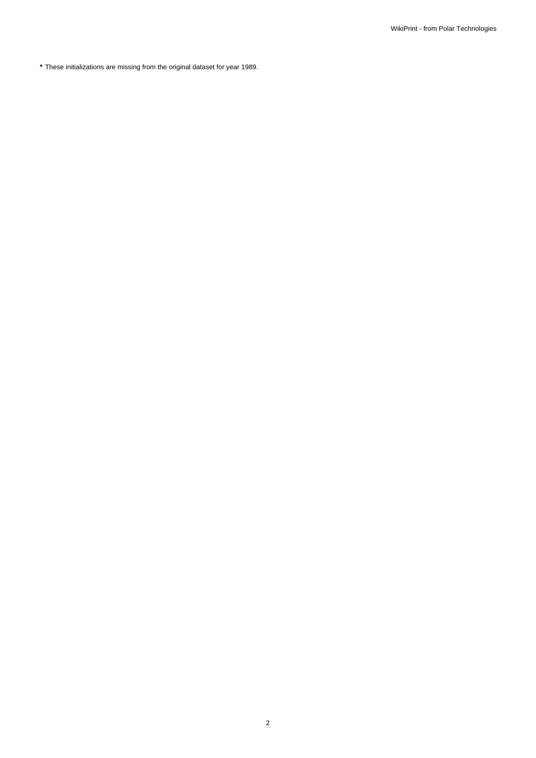* These initializations are missing from the original dataset for year 1989.